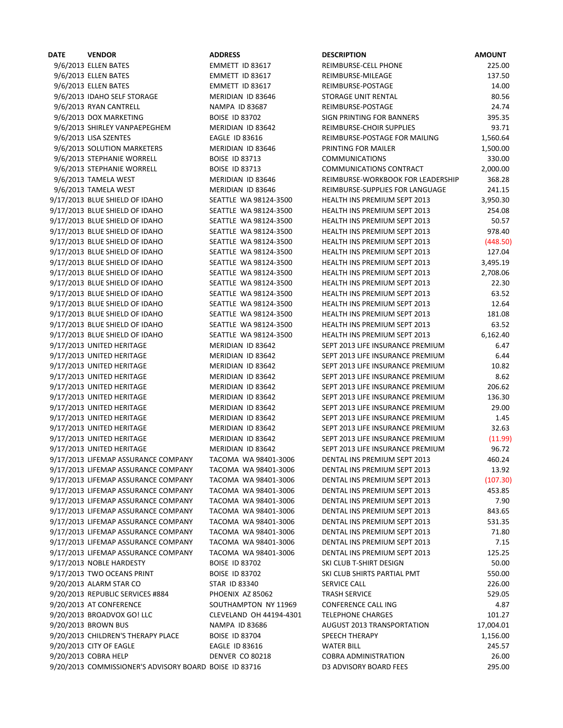| DATE | VENDOR | ADDRESS | DESCRIPTION | AMOUNT |
|---|---|---|---|---|
| 9/6/2013 | ELLEN BATES | EMMETT ID 83617 | REIMBURSE-CELL PHONE | 225.00 |
| 9/6/2013 | ELLEN BATES | EMMETT ID 83617 | REIMBURSE-MILEAGE | 137.50 |
| 9/6/2013 | ELLEN BATES | EMMETT ID 83617 | REIMBURSE-POSTAGE | 14.00 |
| 9/6/2013 | IDAHO SELF STORAGE | MERIDIAN ID 83646 | STORAGE UNIT RENTAL | 80.56 |
| 9/6/2013 | RYAN CANTRELL | NAMPA ID 83687 | REIMBURSE-POSTAGE | 24.74 |
| 9/6/2013 | DOX MARKETING | BOISE ID 83702 | SIGN PRINTING FOR BANNERS | 395.35 |
| 9/6/2013 | SHIRLEY VANPAEPEGHEM | MERIDIAN ID 83642 | REIMBURSE-CHOIR SUPPLIES | 93.71 |
| 9/6/2013 | LISA SZENTES | EAGLE ID 83616 | REIMBURSE-POSTAGE FOR MAILING | 1,560.64 |
| 9/6/2013 | SOLUTION MARKETERS | MERIDIAN ID 83646 | PRINTING FOR MAILER | 1,500.00 |
| 9/6/2013 | STEPHANIE WORRELL | BOISE ID 83713 | COMMUNICATIONS | 330.00 |
| 9/6/2013 | STEPHANIE WORRELL | BOISE ID 83713 | COMMUNICATIONS CONTRACT | 2,000.00 |
| 9/6/2013 | TAMELA WEST | MERIDIAN ID 83646 | REIMBURSE-WORKBOOK FOR LEADERSHIP | 368.28 |
| 9/6/2013 | TAMELA WEST | MERIDIAN ID 83646 | REIMBURSE-SUPPLIES FOR LANGUAGE | 241.15 |
| 9/17/2013 | BLUE SHIELD OF IDAHO | SEATTLE WA 98124-3500 | HEALTH INS PREMIUM SEPT 2013 | 3,950.30 |
| 9/17/2013 | BLUE SHIELD OF IDAHO | SEATTLE WA 98124-3500 | HEALTH INS PREMIUM SEPT 2013 | 254.08 |
| 9/17/2013 | BLUE SHIELD OF IDAHO | SEATTLE WA 98124-3500 | HEALTH INS PREMIUM SEPT 2013 | 50.57 |
| 9/17/2013 | BLUE SHIELD OF IDAHO | SEATTLE WA 98124-3500 | HEALTH INS PREMIUM SEPT 2013 | 978.40 |
| 9/17/2013 | BLUE SHIELD OF IDAHO | SEATTLE WA 98124-3500 | HEALTH INS PREMIUM SEPT 2013 | (448.50) |
| 9/17/2013 | BLUE SHIELD OF IDAHO | SEATTLE WA 98124-3500 | HEALTH INS PREMIUM SEPT 2013 | 127.04 |
| 9/17/2013 | BLUE SHIELD OF IDAHO | SEATTLE WA 98124-3500 | HEALTH INS PREMIUM SEPT 2013 | 3,495.19 |
| 9/17/2013 | BLUE SHIELD OF IDAHO | SEATTLE WA 98124-3500 | HEALTH INS PREMIUM SEPT 2013 | 2,708.06 |
| 9/17/2013 | BLUE SHIELD OF IDAHO | SEATTLE WA 98124-3500 | HEALTH INS PREMIUM SEPT 2013 | 22.30 |
| 9/17/2013 | BLUE SHIELD OF IDAHO | SEATTLE WA 98124-3500 | HEALTH INS PREMIUM SEPT 2013 | 63.52 |
| 9/17/2013 | BLUE SHIELD OF IDAHO | SEATTLE WA 98124-3500 | HEALTH INS PREMIUM SEPT 2013 | 12.64 |
| 9/17/2013 | BLUE SHIELD OF IDAHO | SEATTLE WA 98124-3500 | HEALTH INS PREMIUM SEPT 2013 | 181.08 |
| 9/17/2013 | BLUE SHIELD OF IDAHO | SEATTLE WA 98124-3500 | HEALTH INS PREMIUM SEPT 2013 | 63.52 |
| 9/17/2013 | BLUE SHIELD OF IDAHO | SEATTLE WA 98124-3500 | HEALTH INS PREMIUM SEPT 2013 | 6,162.40 |
| 9/17/2013 | UNITED HERITAGE | MERIDIAN ID 83642 | SEPT 2013 LIFE INSURANCE PREMIUM | 6.47 |
| 9/17/2013 | UNITED HERITAGE | MERIDIAN ID 83642 | SEPT 2013 LIFE INSURANCE PREMIUM | 6.44 |
| 9/17/2013 | UNITED HERITAGE | MERIDIAN ID 83642 | SEPT 2013 LIFE INSURANCE PREMIUM | 10.82 |
| 9/17/2013 | UNITED HERITAGE | MERIDIAN ID 83642 | SEPT 2013 LIFE INSURANCE PREMIUM | 8.62 |
| 9/17/2013 | UNITED HERITAGE | MERIDIAN ID 83642 | SEPT 2013 LIFE INSURANCE PREMIUM | 206.62 |
| 9/17/2013 | UNITED HERITAGE | MERIDIAN ID 83642 | SEPT 2013 LIFE INSURANCE PREMIUM | 136.30 |
| 9/17/2013 | UNITED HERITAGE | MERIDIAN ID 83642 | SEPT 2013 LIFE INSURANCE PREMIUM | 29.00 |
| 9/17/2013 | UNITED HERITAGE | MERIDIAN ID 83642 | SEPT 2013 LIFE INSURANCE PREMIUM | 1.45 |
| 9/17/2013 | UNITED HERITAGE | MERIDIAN ID 83642 | SEPT 2013 LIFE INSURANCE PREMIUM | 32.63 |
| 9/17/2013 | UNITED HERITAGE | MERIDIAN ID 83642 | SEPT 2013 LIFE INSURANCE PREMIUM | (11.99) |
| 9/17/2013 | UNITED HERITAGE | MERIDIAN ID 83642 | SEPT 2013 LIFE INSURANCE PREMIUM | 96.72 |
| 9/17/2013 | LIFEMAP ASSURANCE COMPANY | TACOMA WA 98401-3006 | DENTAL INS PREMIUM SEPT 2013 | 460.24 |
| 9/17/2013 | LIFEMAP ASSURANCE COMPANY | TACOMA WA 98401-3006 | DENTAL INS PREMIUM SEPT 2013 | 13.92 |
| 9/17/2013 | LIFEMAP ASSURANCE COMPANY | TACOMA WA 98401-3006 | DENTAL INS PREMIUM SEPT 2013 | (107.30) |
| 9/17/2013 | LIFEMAP ASSURANCE COMPANY | TACOMA WA 98401-3006 | DENTAL INS PREMIUM SEPT 2013 | 453.85 |
| 9/17/2013 | LIFEMAP ASSURANCE COMPANY | TACOMA WA 98401-3006 | DENTAL INS PREMIUM SEPT 2013 | 7.90 |
| 9/17/2013 | LIFEMAP ASSURANCE COMPANY | TACOMA WA 98401-3006 | DENTAL INS PREMIUM SEPT 2013 | 843.65 |
| 9/17/2013 | LIFEMAP ASSURANCE COMPANY | TACOMA WA 98401-3006 | DENTAL INS PREMIUM SEPT 2013 | 531.35 |
| 9/17/2013 | LIFEMAP ASSURANCE COMPANY | TACOMA WA 98401-3006 | DENTAL INS PREMIUM SEPT 2013 | 71.80 |
| 9/17/2013 | LIFEMAP ASSURANCE COMPANY | TACOMA WA 98401-3006 | DENTAL INS PREMIUM SEPT 2013 | 7.15 |
| 9/17/2013 | LIFEMAP ASSURANCE COMPANY | TACOMA WA 98401-3006 | DENTAL INS PREMIUM SEPT 2013 | 125.25 |
| 9/17/2013 | NOBLE HARDESTY | BOISE ID 83702 | SKI CLUB T-SHIRT DESIGN | 50.00 |
| 9/17/2013 | TWO OCEANS PRINT | BOISE ID 83702 | SKI CLUB SHIRTS PARTIAL PMT | 550.00 |
| 9/20/2013 | ALARM STAR CO | STAR ID 83340 | SERVICE CALL | 226.00 |
| 9/20/2013 | REPUBLIC SERVICES #884 | PHOENIX AZ 85062 | TRASH SERVICE | 529.05 |
| 9/20/2013 | AT CONFERENCE | SOUTHAMPTON NY 11969 | CONFERENCE CALL ING | 4.87 |
| 9/20/2013 | BROADVOX GO! LLC | CLEVELAND OH 44194-4301 | TELEPHONE CHARGES | 101.27 |
| 9/20/2013 | BROWN BUS | NAMPA ID 83686 | AUGUST 2013 TRANSPORTATION | 17,004.01 |
| 9/20/2013 | CHILDREN'S THERAPY PLACE | BOISE ID 83704 | SPEECH THERAPY | 1,156.00 |
| 9/20/2013 | CITY OF EAGLE | EAGLE ID 83616 | WATER BILL | 245.57 |
| 9/20/2013 | COBRA HELP | DENVER CO 80218 | COBRA ADMINISTRATION | 26.00 |
| 9/20/2013 | COMMISSIONER'S ADVISORY BOARD | BOISE ID 83716 | D3 ADVISORY BOARD FEES | 295.00 |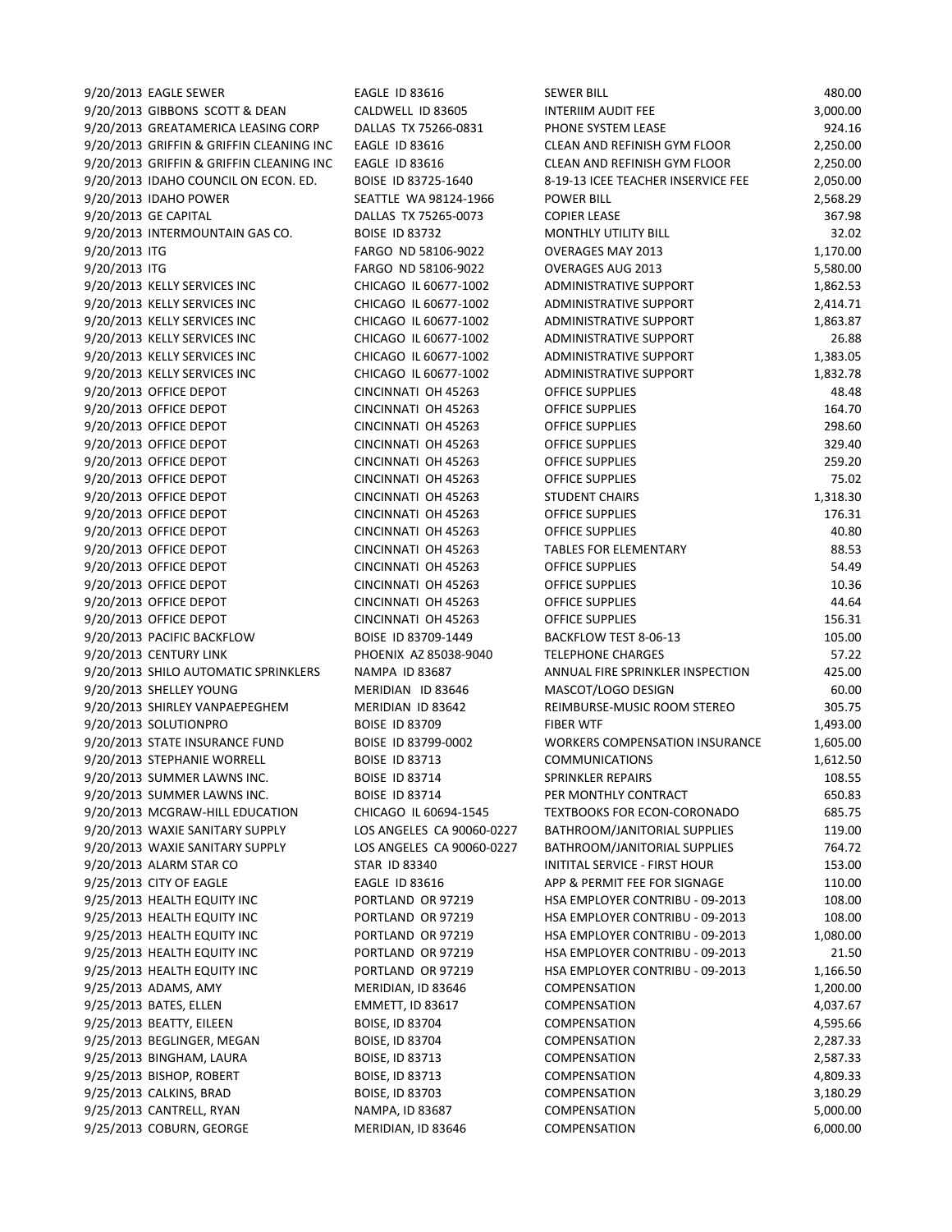| | | | | |
|---|---|---|---|---|
| 9/20/2013 | EAGLE SEWER | EAGLE ID 83616 | SEWER BILL | 480.00 |
| 9/20/2013 | GIBBONS SCOTT & DEAN | CALDWELL ID 83605 | INTERIIM AUDIT FEE | 3,000.00 |
| 9/20/2013 | GREATAMERICA LEASING CORP | DALLAS TX 75266-0831 | PHONE SYSTEM LEASE | 924.16 |
| 9/20/2013 | GRIFFIN & GRIFFIN CLEANING INC | EAGLE ID 83616 | CLEAN AND REFINISH GYM FLOOR | 2,250.00 |
| 9/20/2013 | GRIFFIN & GRIFFIN CLEANING INC | EAGLE ID 83616 | CLEAN AND REFINISH GYM FLOOR | 2,250.00 |
| 9/20/2013 | IDAHO COUNCIL ON ECON. ED. | BOISE ID 83725-1640 | 8-19-13 ICEE TEACHER INSERVICE FEE | 2,050.00 |
| 9/20/2013 | IDAHO POWER | SEATTLE WA 98124-1966 | POWER BILL | 2,568.29 |
| 9/20/2013 | GE CAPITAL | DALLAS TX 75265-0073 | COPIER LEASE | 367.98 |
| 9/20/2013 | INTERMOUNTAIN GAS CO. | BOISE ID 83732 | MONTHLY UTILITY BILL | 32.02 |
| 9/20/2013 | ITG | FARGO ND 58106-9022 | OVERAGES MAY 2013 | 1,170.00 |
| 9/20/2013 | ITG | FARGO ND 58106-9022 | OVERAGES AUG 2013 | 5,580.00 |
| 9/20/2013 | KELLY SERVICES INC | CHICAGO IL 60677-1002 | ADMINISTRATIVE SUPPORT | 1,862.53 |
| 9/20/2013 | KELLY SERVICES INC | CHICAGO IL 60677-1002 | ADMINISTRATIVE SUPPORT | 2,414.71 |
| 9/20/2013 | KELLY SERVICES INC | CHICAGO IL 60677-1002 | ADMINISTRATIVE SUPPORT | 1,863.87 |
| 9/20/2013 | KELLY SERVICES INC | CHICAGO IL 60677-1002 | ADMINISTRATIVE SUPPORT | 26.88 |
| 9/20/2013 | KELLY SERVICES INC | CHICAGO IL 60677-1002 | ADMINISTRATIVE SUPPORT | 1,383.05 |
| 9/20/2013 | KELLY SERVICES INC | CHICAGO IL 60677-1002 | ADMINISTRATIVE SUPPORT | 1,832.78 |
| 9/20/2013 | OFFICE DEPOT | CINCINNATI OH 45263 | OFFICE SUPPLIES | 48.48 |
| 9/20/2013 | OFFICE DEPOT | CINCINNATI OH 45263 | OFFICE SUPPLIES | 164.70 |
| 9/20/2013 | OFFICE DEPOT | CINCINNATI OH 45263 | OFFICE SUPPLIES | 298.60 |
| 9/20/2013 | OFFICE DEPOT | CINCINNATI OH 45263 | OFFICE SUPPLIES | 329.40 |
| 9/20/2013 | OFFICE DEPOT | CINCINNATI OH 45263 | OFFICE SUPPLIES | 259.20 |
| 9/20/2013 | OFFICE DEPOT | CINCINNATI OH 45263 | OFFICE SUPPLIES | 75.02 |
| 9/20/2013 | OFFICE DEPOT | CINCINNATI OH 45263 | STUDENT CHAIRS | 1,318.30 |
| 9/20/2013 | OFFICE DEPOT | CINCINNATI OH 45263 | OFFICE SUPPLIES | 176.31 |
| 9/20/2013 | OFFICE DEPOT | CINCINNATI OH 45263 | OFFICE SUPPLIES | 40.80 |
| 9/20/2013 | OFFICE DEPOT | CINCINNATI OH 45263 | TABLES FOR ELEMENTARY | 88.53 |
| 9/20/2013 | OFFICE DEPOT | CINCINNATI OH 45263 | OFFICE SUPPLIES | 54.49 |
| 9/20/2013 | OFFICE DEPOT | CINCINNATI OH 45263 | OFFICE SUPPLIES | 10.36 |
| 9/20/2013 | OFFICE DEPOT | CINCINNATI OH 45263 | OFFICE SUPPLIES | 44.64 |
| 9/20/2013 | OFFICE DEPOT | CINCINNATI OH 45263 | OFFICE SUPPLIES | 156.31 |
| 9/20/2013 | PACIFIC BACKFLOW | BOISE ID 83709-1449 | BACKFLOW TEST 8-06-13 | 105.00 |
| 9/20/2013 | CENTURY LINK | PHOENIX AZ 85038-9040 | TELEPHONE CHARGES | 57.22 |
| 9/20/2013 | SHILO AUTOMATIC SPRINKLERS | NAMPA ID 83687 | ANNUAL FIRE SPRINKLER INSPECTION | 425.00 |
| 9/20/2013 | SHELLEY YOUNG | MERIDIAN ID 83646 | MASCOT/LOGO DESIGN | 60.00 |
| 9/20/2013 | SHIRLEY VANPAEPEGHEM | MERIDIAN ID 83642 | REIMBURSE-MUSIC ROOM STEREO | 305.75 |
| 9/20/2013 | SOLUTIONPRO | BOISE ID 83709 | FIBER WTF | 1,493.00 |
| 9/20/2013 | STATE INSURANCE FUND | BOISE ID 83799-0002 | WORKERS COMPENSATION INSURANCE | 1,605.00 |
| 9/20/2013 | STEPHANIE WORRELL | BOISE ID 83713 | COMMUNICATIONS | 1,612.50 |
| 9/20/2013 | SUMMER LAWNS INC. | BOISE ID 83714 | SPRINKLER REPAIRS | 108.55 |
| 9/20/2013 | SUMMER LAWNS INC. | BOISE ID 83714 | PER MONTHLY CONTRACT | 650.83 |
| 9/20/2013 | MCGRAW-HILL EDUCATION | CHICAGO IL 60694-1545 | TEXTBOOKS FOR ECON-CORONADO | 685.75 |
| 9/20/2013 | WAXIE SANITARY SUPPLY | LOS ANGELES CA 90060-0227 | BATHROOM/JANITORIAL SUPPLIES | 119.00 |
| 9/20/2013 | WAXIE SANITARY SUPPLY | LOS ANGELES CA 90060-0227 | BATHROOM/JANITORIAL SUPPLIES | 764.72 |
| 9/20/2013 | ALARM STAR CO | STAR ID 83340 | INITITAL SERVICE - FIRST HOUR | 153.00 |
| 9/25/2013 | CITY OF EAGLE | EAGLE ID 83616 | APP & PERMIT FEE FOR SIGNAGE | 110.00 |
| 9/25/2013 | HEALTH EQUITY INC | PORTLAND OR 97219 | HSA EMPLOYER CONTRIBU - 09-2013 | 108.00 |
| 9/25/2013 | HEALTH EQUITY INC | PORTLAND OR 97219 | HSA EMPLOYER CONTRIBU - 09-2013 | 108.00 |
| 9/25/2013 | HEALTH EQUITY INC | PORTLAND OR 97219 | HSA EMPLOYER CONTRIBU - 09-2013 | 1,080.00 |
| 9/25/2013 | HEALTH EQUITY INC | PORTLAND OR 97219 | HSA EMPLOYER CONTRIBU - 09-2013 | 21.50 |
| 9/25/2013 | HEALTH EQUITY INC | PORTLAND OR 97219 | HSA EMPLOYER CONTRIBU - 09-2013 | 1,166.50 |
| 9/25/2013 | ADAMS, AMY | MERIDIAN, ID 83646 | COMPENSATION | 1,200.00 |
| 9/25/2013 | BATES, ELLEN | EMMETT, ID 83617 | COMPENSATION | 4,037.67 |
| 9/25/2013 | BEATTY, EILEEN | BOISE, ID 83704 | COMPENSATION | 4,595.66 |
| 9/25/2013 | BEGLINGER, MEGAN | BOISE, ID 83704 | COMPENSATION | 2,287.33 |
| 9/25/2013 | BINGHAM, LAURA | BOISE, ID 83713 | COMPENSATION | 2,587.33 |
| 9/25/2013 | BISHOP, ROBERT | BOISE, ID 83713 | COMPENSATION | 4,809.33 |
| 9/25/2013 | CALKINS, BRAD | BOISE, ID 83703 | COMPENSATION | 3,180.29 |
| 9/25/2013 | CANTRELL, RYAN | NAMPA, ID 83687 | COMPENSATION | 5,000.00 |
| 9/25/2013 | COBURN, GEORGE | MERIDIAN, ID 83646 | COMPENSATION | 6,000.00 |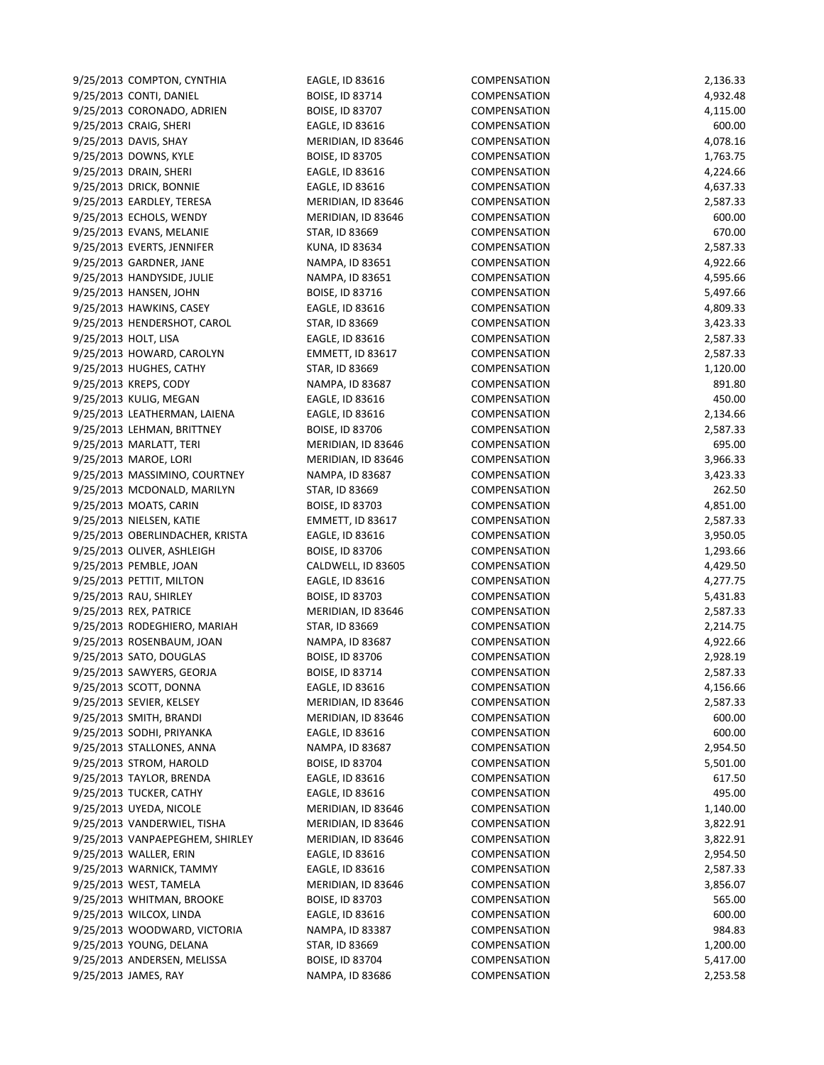| | | | | |
|---|---|---|---|---|
| 9/25/2013 | COMPTON, CYNTHIA | EAGLE, ID 83616 | COMPENSATION | 2,136.33 |
| 9/25/2013 | CONTI, DANIEL | BOISE, ID 83714 | COMPENSATION | 4,932.48 |
| 9/25/2013 | CORONADO, ADRIEN | BOISE, ID 83707 | COMPENSATION | 4,115.00 |
| 9/25/2013 | CRAIG, SHERI | EAGLE, ID 83616 | COMPENSATION | 600.00 |
| 9/25/2013 | DAVIS, SHAY | MERIDIAN, ID 83646 | COMPENSATION | 4,078.16 |
| 9/25/2013 | DOWNS, KYLE | BOISE, ID 83705 | COMPENSATION | 1,763.75 |
| 9/25/2013 | DRAIN, SHERI | EAGLE, ID 83616 | COMPENSATION | 4,224.66 |
| 9/25/2013 | DRICK, BONNIE | EAGLE, ID 83616 | COMPENSATION | 4,637.33 |
| 9/25/2013 | EARDLEY, TERESA | MERIDIAN, ID 83646 | COMPENSATION | 2,587.33 |
| 9/25/2013 | ECHOLS, WENDY | MERIDIAN, ID 83646 | COMPENSATION | 600.00 |
| 9/25/2013 | EVANS, MELANIE | STAR, ID 83669 | COMPENSATION | 670.00 |
| 9/25/2013 | EVERTS, JENNIFER | KUNA, ID 83634 | COMPENSATION | 2,587.33 |
| 9/25/2013 | GARDNER, JANE | NAMPA, ID 83651 | COMPENSATION | 4,922.66 |
| 9/25/2013 | HANDYSIDE, JULIE | NAMPA, ID 83651 | COMPENSATION | 4,595.66 |
| 9/25/2013 | HANSEN, JOHN | BOISE, ID 83716 | COMPENSATION | 5,497.66 |
| 9/25/2013 | HAWKINS, CASEY | EAGLE, ID 83616 | COMPENSATION | 4,809.33 |
| 9/25/2013 | HENDERSHOT, CAROL | STAR, ID 83669 | COMPENSATION | 3,423.33 |
| 9/25/2013 | HOLT, LISA | EAGLE, ID 83616 | COMPENSATION | 2,587.33 |
| 9/25/2013 | HOWARD, CAROLYN | EMMETT, ID 83617 | COMPENSATION | 2,587.33 |
| 9/25/2013 | HUGHES, CATHY | STAR, ID 83669 | COMPENSATION | 1,120.00 |
| 9/25/2013 | KREPS, CODY | NAMPA, ID 83687 | COMPENSATION | 891.80 |
| 9/25/2013 | KULIG, MEGAN | EAGLE, ID 83616 | COMPENSATION | 450.00 |
| 9/25/2013 | LEATHERMAN, LAIENA | EAGLE, ID 83616 | COMPENSATION | 2,134.66 |
| 9/25/2013 | LEHMAN, BRITTNEY | BOISE, ID 83706 | COMPENSATION | 2,587.33 |
| 9/25/2013 | MARLATT, TERI | MERIDIAN, ID 83646 | COMPENSATION | 695.00 |
| 9/25/2013 | MAROE, LORI | MERIDIAN, ID 83646 | COMPENSATION | 3,966.33 |
| 9/25/2013 | MASSIMINO, COURTNEY | NAMPA, ID 83687 | COMPENSATION | 3,423.33 |
| 9/25/2013 | MCDONALD, MARILYN | STAR, ID 83669 | COMPENSATION | 262.50 |
| 9/25/2013 | MOATS, CARIN | BOISE, ID 83703 | COMPENSATION | 4,851.00 |
| 9/25/2013 | NIELSEN, KATIE | EMMETT, ID 83617 | COMPENSATION | 2,587.33 |
| 9/25/2013 | OBERLINDACHER, KRISTA | EAGLE, ID 83616 | COMPENSATION | 3,950.05 |
| 9/25/2013 | OLIVER, ASHLEIGH | BOISE, ID 83706 | COMPENSATION | 1,293.66 |
| 9/25/2013 | PEMBLE, JOAN | CALDWELL, ID 83605 | COMPENSATION | 4,429.50 |
| 9/25/2013 | PETTIT, MILTON | EAGLE, ID 83616 | COMPENSATION | 4,277.75 |
| 9/25/2013 | RAU, SHIRLEY | BOISE, ID 83703 | COMPENSATION | 5,431.83 |
| 9/25/2013 | REX, PATRICE | MERIDIAN, ID 83646 | COMPENSATION | 2,587.33 |
| 9/25/2013 | RODEGHIERO, MARIAH | STAR, ID 83669 | COMPENSATION | 2,214.75 |
| 9/25/2013 | ROSENBAUM, JOAN | NAMPA, ID 83687 | COMPENSATION | 4,922.66 |
| 9/25/2013 | SATO, DOUGLAS | BOISE, ID 83706 | COMPENSATION | 2,928.19 |
| 9/25/2013 | SAWYERS, GEORJA | BOISE, ID 83714 | COMPENSATION | 2,587.33 |
| 9/25/2013 | SCOTT, DONNA | EAGLE, ID 83616 | COMPENSATION | 4,156.66 |
| 9/25/2013 | SEVIER, KELSEY | MERIDIAN, ID 83646 | COMPENSATION | 2,587.33 |
| 9/25/2013 | SMITH, BRANDI | MERIDIAN, ID 83646 | COMPENSATION | 600.00 |
| 9/25/2013 | SODHI, PRIYANKA | EAGLE, ID 83616 | COMPENSATION | 600.00 |
| 9/25/2013 | STALLONES, ANNA | NAMPA, ID 83687 | COMPENSATION | 2,954.50 |
| 9/25/2013 | STROM, HAROLD | BOISE, ID 83704 | COMPENSATION | 5,501.00 |
| 9/25/2013 | TAYLOR, BRENDA | EAGLE, ID 83616 | COMPENSATION | 617.50 |
| 9/25/2013 | TUCKER, CATHY | EAGLE, ID 83616 | COMPENSATION | 495.00 |
| 9/25/2013 | UYEDA, NICOLE | MERIDIAN, ID 83646 | COMPENSATION | 1,140.00 |
| 9/25/2013 | VANDERWIEL, TISHA | MERIDIAN, ID 83646 | COMPENSATION | 3,822.91 |
| 9/25/2013 | VANPAEPEGHEM, SHIRLEY | MERIDIAN, ID 83646 | COMPENSATION | 3,822.91 |
| 9/25/2013 | WALLER, ERIN | EAGLE, ID 83616 | COMPENSATION | 2,954.50 |
| 9/25/2013 | WARNICK, TAMMY | EAGLE, ID 83616 | COMPENSATION | 2,587.33 |
| 9/25/2013 | WEST, TAMELA | MERIDIAN, ID 83646 | COMPENSATION | 3,856.07 |
| 9/25/2013 | WHITMAN, BROOKE | BOISE, ID 83703 | COMPENSATION | 565.00 |
| 9/25/2013 | WILCOX, LINDA | EAGLE, ID 83616 | COMPENSATION | 600.00 |
| 9/25/2013 | WOODWARD, VICTORIA | NAMPA, ID 83387 | COMPENSATION | 984.83 |
| 9/25/2013 | YOUNG, DELANA | STAR, ID 83669 | COMPENSATION | 1,200.00 |
| 9/25/2013 | ANDERSEN, MELISSA | BOISE, ID 83704 | COMPENSATION | 5,417.00 |
| 9/25/2013 | JAMES, RAY | NAMPA, ID 83686 | COMPENSATION | 2,253.58 |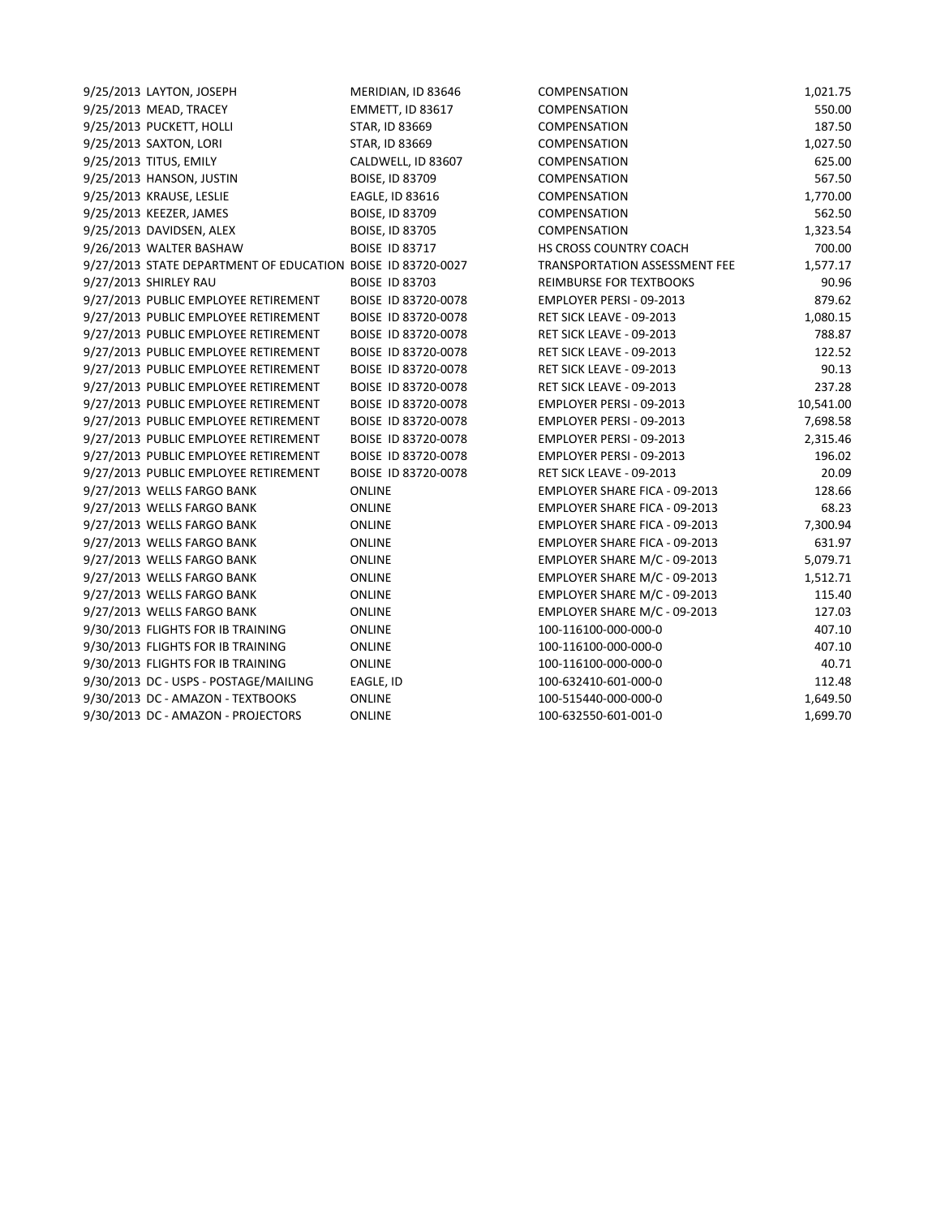| | | | | |
|---|---|---|---|---|
| 9/25/2013 | LAYTON, JOSEPH | MERIDIAN, ID 83646 | COMPENSATION | 1,021.75 |
| 9/25/2013 | MEAD, TRACEY | EMMETT, ID 83617 | COMPENSATION | 550.00 |
| 9/25/2013 | PUCKETT, HOLLI | STAR, ID 83669 | COMPENSATION | 187.50 |
| 9/25/2013 | SAXTON, LORI | STAR, ID 83669 | COMPENSATION | 1,027.50 |
| 9/25/2013 | TITUS, EMILY | CALDWELL, ID 83607 | COMPENSATION | 625.00 |
| 9/25/2013 | HANSON, JUSTIN | BOISE, ID 83709 | COMPENSATION | 567.50 |
| 9/25/2013 | KRAUSE, LESLIE | EAGLE, ID 83616 | COMPENSATION | 1,770.00 |
| 9/25/2013 | KEEZER, JAMES | BOISE, ID 83709 | COMPENSATION | 562.50 |
| 9/25/2013 | DAVIDSEN, ALEX | BOISE, ID 83705 | COMPENSATION | 1,323.54 |
| 9/26/2013 | WALTER BASHAW | BOISE ID 83717 | HS CROSS COUNTRY COACH | 700.00 |
| 9/27/2013 | STATE DEPARTMENT OF EDUCATION | BOISE ID 83720-0027 | TRANSPORTATION ASSESSMENT FEE | 1,577.17 |
| 9/27/2013 | SHIRLEY RAU | BOISE ID 83703 | REIMBURSE FOR TEXTBOOKS | 90.96 |
| 9/27/2013 | PUBLIC EMPLOYEE RETIREMENT | BOISE ID 83720-0078 | EMPLOYER PERSI - 09-2013 | 879.62 |
| 9/27/2013 | PUBLIC EMPLOYEE RETIREMENT | BOISE ID 83720-0078 | RET SICK LEAVE - 09-2013 | 1,080.15 |
| 9/27/2013 | PUBLIC EMPLOYEE RETIREMENT | BOISE ID 83720-0078 | RET SICK LEAVE - 09-2013 | 788.87 |
| 9/27/2013 | PUBLIC EMPLOYEE RETIREMENT | BOISE ID 83720-0078 | RET SICK LEAVE - 09-2013 | 122.52 |
| 9/27/2013 | PUBLIC EMPLOYEE RETIREMENT | BOISE ID 83720-0078 | RET SICK LEAVE - 09-2013 | 90.13 |
| 9/27/2013 | PUBLIC EMPLOYEE RETIREMENT | BOISE ID 83720-0078 | RET SICK LEAVE - 09-2013 | 237.28 |
| 9/27/2013 | PUBLIC EMPLOYEE RETIREMENT | BOISE ID 83720-0078 | EMPLOYER PERSI - 09-2013 | 10,541.00 |
| 9/27/2013 | PUBLIC EMPLOYEE RETIREMENT | BOISE ID 83720-0078 | EMPLOYER PERSI - 09-2013 | 7,698.58 |
| 9/27/2013 | PUBLIC EMPLOYEE RETIREMENT | BOISE ID 83720-0078 | EMPLOYER PERSI - 09-2013 | 2,315.46 |
| 9/27/2013 | PUBLIC EMPLOYEE RETIREMENT | BOISE ID 83720-0078 | EMPLOYER PERSI - 09-2013 | 196.02 |
| 9/27/2013 | PUBLIC EMPLOYEE RETIREMENT | BOISE ID 83720-0078 | RET SICK LEAVE - 09-2013 | 20.09 |
| 9/27/2013 | WELLS FARGO BANK | ONLINE | EMPLOYER SHARE FICA - 09-2013 | 128.66 |
| 9/27/2013 | WELLS FARGO BANK | ONLINE | EMPLOYER SHARE FICA - 09-2013 | 68.23 |
| 9/27/2013 | WELLS FARGO BANK | ONLINE | EMPLOYER SHARE FICA - 09-2013 | 7,300.94 |
| 9/27/2013 | WELLS FARGO BANK | ONLINE | EMPLOYER SHARE FICA - 09-2013 | 631.97 |
| 9/27/2013 | WELLS FARGO BANK | ONLINE | EMPLOYER SHARE M/C - 09-2013 | 5,079.71 |
| 9/27/2013 | WELLS FARGO BANK | ONLINE | EMPLOYER SHARE M/C - 09-2013 | 1,512.71 |
| 9/27/2013 | WELLS FARGO BANK | ONLINE | EMPLOYER SHARE M/C - 09-2013 | 115.40 |
| 9/27/2013 | WELLS FARGO BANK | ONLINE | EMPLOYER SHARE M/C - 09-2013 | 127.03 |
| 9/30/2013 | FLIGHTS FOR IB TRAINING | ONLINE | 100-116100-000-000-0 | 407.10 |
| 9/30/2013 | FLIGHTS FOR IB TRAINING | ONLINE | 100-116100-000-000-0 | 407.10 |
| 9/30/2013 | FLIGHTS FOR IB TRAINING | ONLINE | 100-116100-000-000-0 | 40.71 |
| 9/30/2013 | DC - USPS - POSTAGE/MAILING | EAGLE, ID | 100-632410-601-000-0 | 112.48 |
| 9/30/2013 | DC - AMAZON - TEXTBOOKS | ONLINE | 100-515440-000-000-0 | 1,649.50 |
| 9/30/2013 | DC - AMAZON - PROJECTORS | ONLINE | 100-632550-601-001-0 | 1,699.70 |